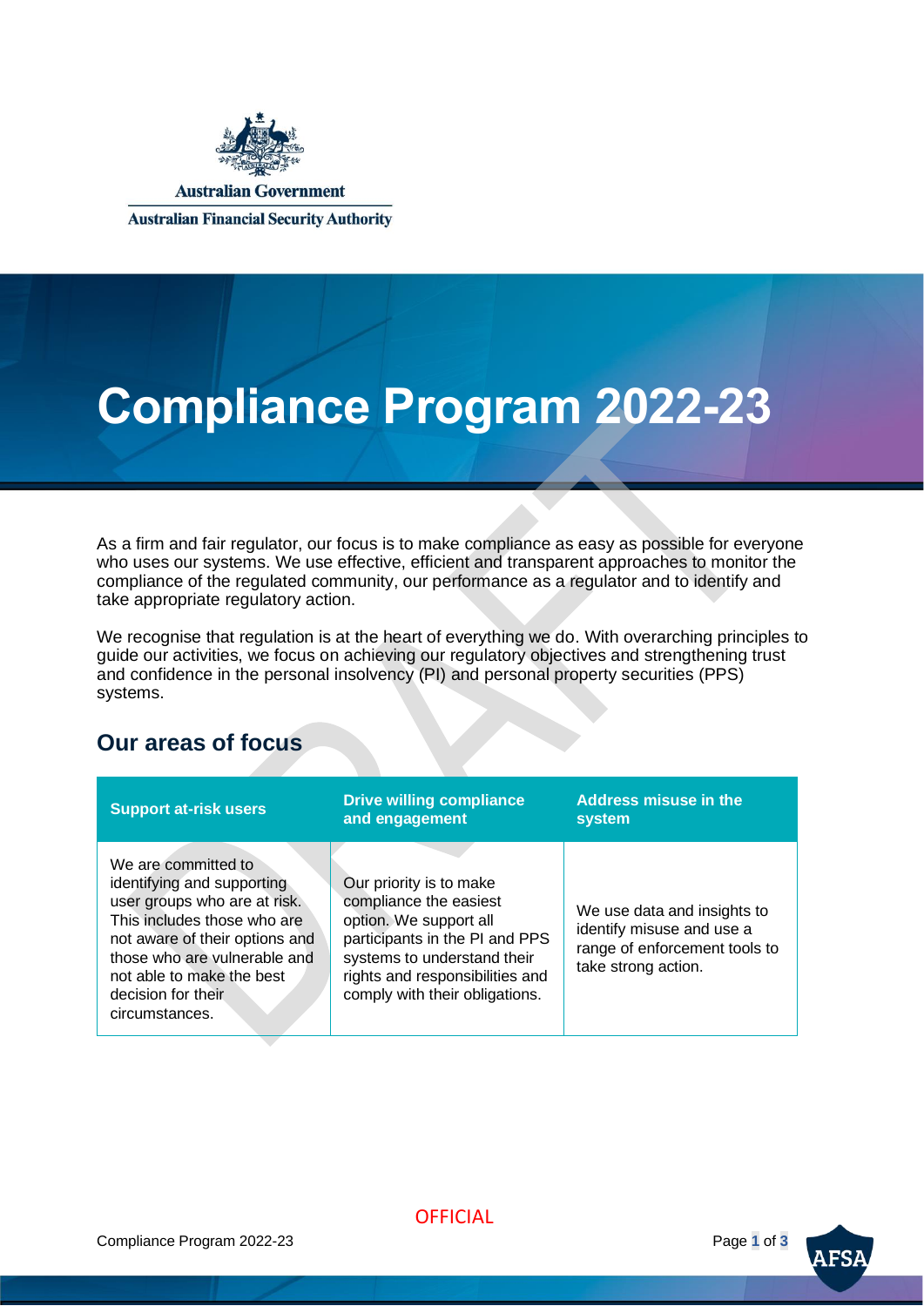Australian Government

Australian Financial Security Authority

# Compliance Program 2022-23

As a firm and fair regulator, our focus is to make compliance as easy as possible for everyone who uses our systems. We use effective, efficient and transparent approaches to monitor the compliance of the regulated community, our performance as a regulator and to identify and take appropriate regulatory action.

We recognise that regulation is at the heart of everything we do. With overarching principles to guide our activities, we focus on achieving our regulatory objectives and strengthening trust and confidence in the personal insolvency (PI) and personal property securities (PPS) systems.

## Our areas of focus

| Support at-risk users | Drive willing compliance and engagement | Address misuse in the system |
|---|---|---|
| We are committed to identifying and supporting user groups who are at risk. This includes those who are not aware of their options and those who are vulnerable and not able to make the best decision for their circumstances. | Our priority is to make compliance the easiest option. We support all participants in the PI and PPS systems to understand their rights and responsibilities and comply with their obligations. | We use data and insights to identify misuse and use a range of enforcement tools to take strong action. |

OFFICIAL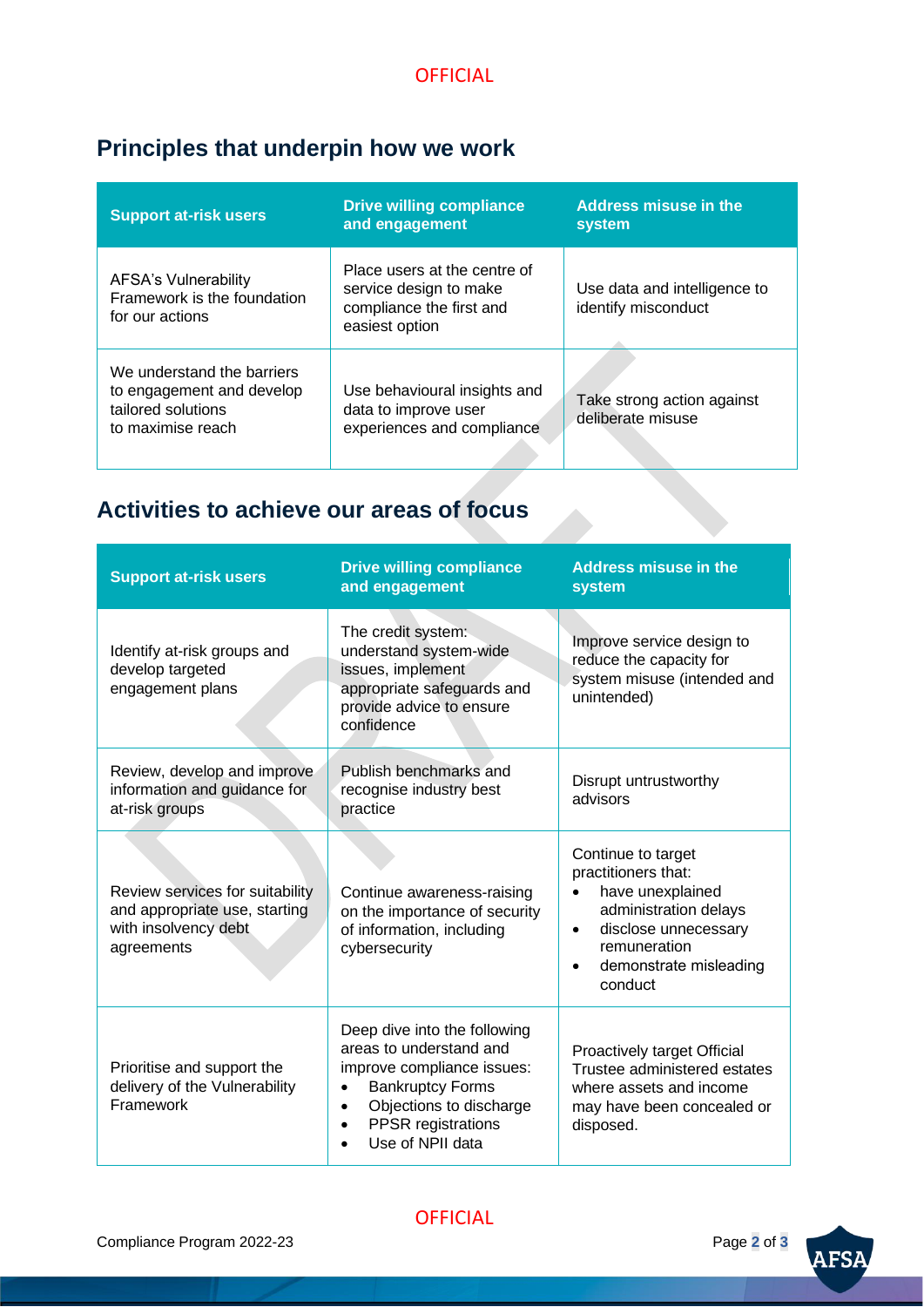## Principles that underpin how we work

| Support at-risk users | Drive willing compliance and engagement | Address misuse in the system |
|---|---|---|
| AFSA's Vulnerability Framework is the foundation for our actions | Place users at the centre of service design to make compliance the first and easiest option | Use data and intelligence to identify misconduct |
| We understand the barriers to engagement and develop tailored solutions to maximise reach | Use behavioural insights and data to improve user experiences and compliance | Take strong action against deliberate misuse |

## Activities to achieve our areas of focus

| Support at-risk users | Drive willing compliance and engagement | Address misuse in the system |
|---|---|---|
| Identify at-risk groups and develop targeted engagement plans | The credit system: understand system-wide issues, implement appropriate safeguards and provide advice to ensure confidence | Improve service design to reduce the capacity for system misuse (intended and unintended) |
| Review, develop and improve information and guidance for at-risk groups | Publish benchmarks and recognise industry best practice | Disrupt untrustworthy advisors |
| Review services for suitability and appropriate use, starting with insolvency debt agreements | Continue awareness-raising on the importance of security of information, including cybersecurity | Continue to target practitioners that:<br>• have unexplained administration delays<br>• disclose unnecessary remuneration<br>• demonstrate misleading conduct |
| Prioritise and support the delivery of the Vulnerability Framework | Deep dive into the following areas to understand and improve compliance issues:<br>• Bankruptcy Forms<br>• Objections to discharge<br>• PPSR registrations<br>• Use of NPII data | Proactively target Official Trustee administered estates where assets and income may have been concealed or disposed. |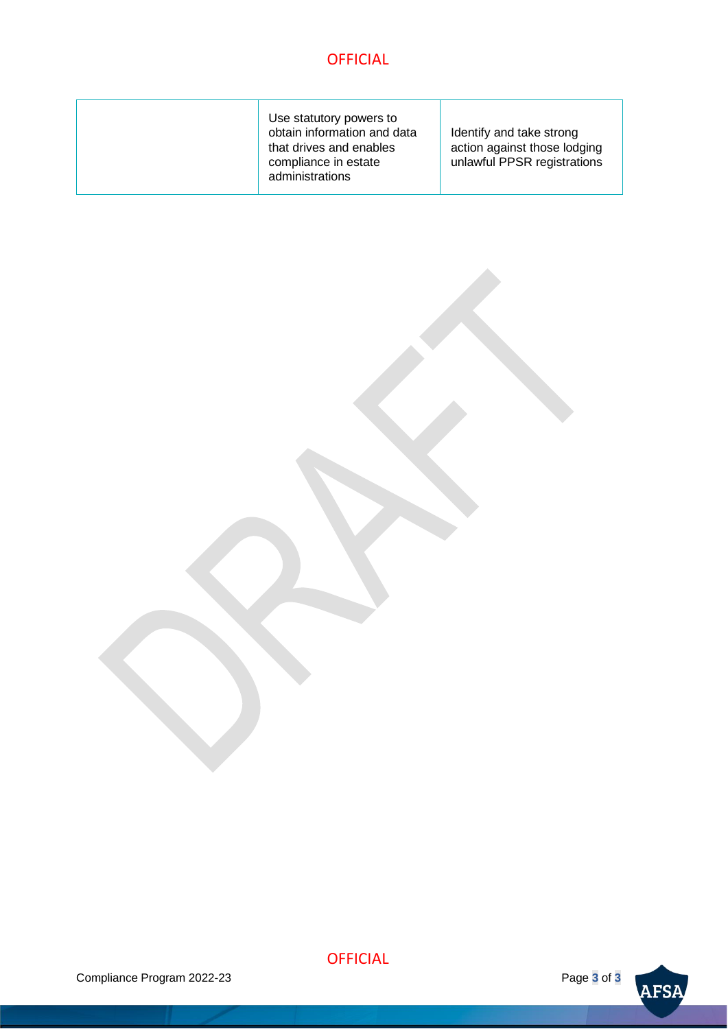| | | |
|---|---|---|
| | Use statutory powers to obtain information and data that drives and enables compliance in estate administrations | Identify and take strong action against those lodging unlawful PPSR registrations |